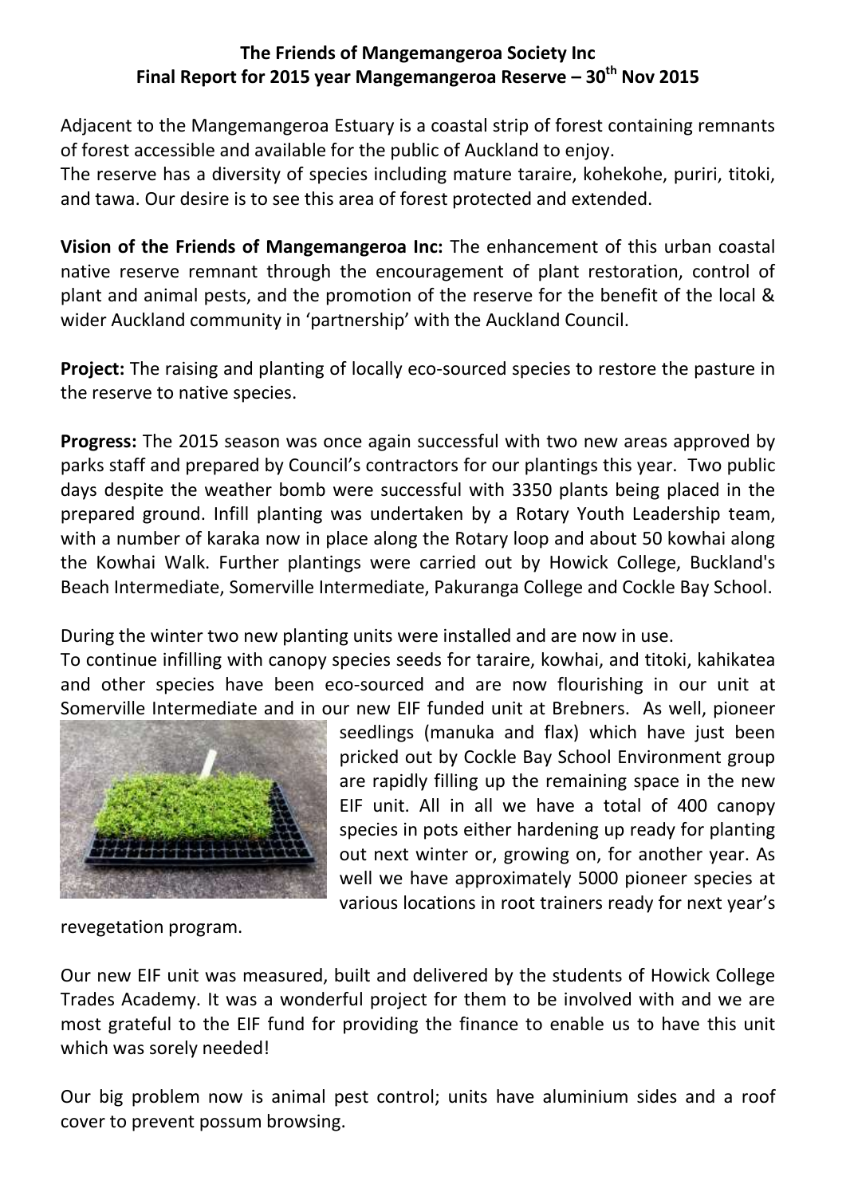# The Friends of Mangemangeroa Society Inc
## Final Report for 2015 year Mangemangeroa Reserve – 30th Nov 2015

Adjacent to the Mangemangeroa Estuary is a coastal strip of forest containing remnants of forest accessible and available for the public of Auckland to enjoy.
The reserve has a diversity of species including mature taraire, kohekohe, puriri, titoki, and tawa. Our desire is to see this area of forest protected and extended.

**Vision of the Friends of Mangemangeroa Inc:** The enhancement of this urban coastal native reserve remnant through the encouragement of plant restoration, control of plant and animal pests, and the promotion of the reserve for the benefit of the local & wider Auckland community in 'partnership' with the Auckland Council.

**Project:** The raising and planting of locally eco-sourced species to restore the pasture in the reserve to native species.

**Progress:** The 2015 season was once again successful with two new areas approved by parks staff and prepared by Council's contractors for our plantings this year. Two public days despite the weather bomb were successful with 3350 plants being placed in the prepared ground. Infill planting was undertaken by a Rotary Youth Leadership team, with a number of karaka now in place along the Rotary loop and about 50 kowhai along the Kowhai Walk. Further plantings were carried out by Howick College, Buckland's Beach Intermediate, Somerville Intermediate, Pakuranga College and Cockle Bay School.

During the winter two new planting units were installed and are now in use.
To continue infilling with canopy species seeds for taraire, kowhai, and titoki, kahikatea and other species have been eco-sourced and are now flourishing in our unit at Somerville Intermediate and in our new EIF funded unit at Brebners. As well, pioneer seedlings (manuka and flax) which have just been pricked out by Cockle Bay School Environment group are rapidly filling up the remaining space in the new EIF unit. All in all we have a total of 400 canopy species in pots either hardening up ready for planting out next winter or, growing on, for another year. As well we have approximately 5000 pioneer species at various locations in root trainers ready for next year's revegetation program.

Our new EIF unit was measured, built and delivered by the students of Howick College Trades Academy. It was a wonderful project for them to be involved with and we are most grateful to the EIF fund for providing the finance to enable us to have this unit which was sorely needed!

Our big problem now is animal pest control; units have aluminium sides and a roof cover to prevent possum browsing.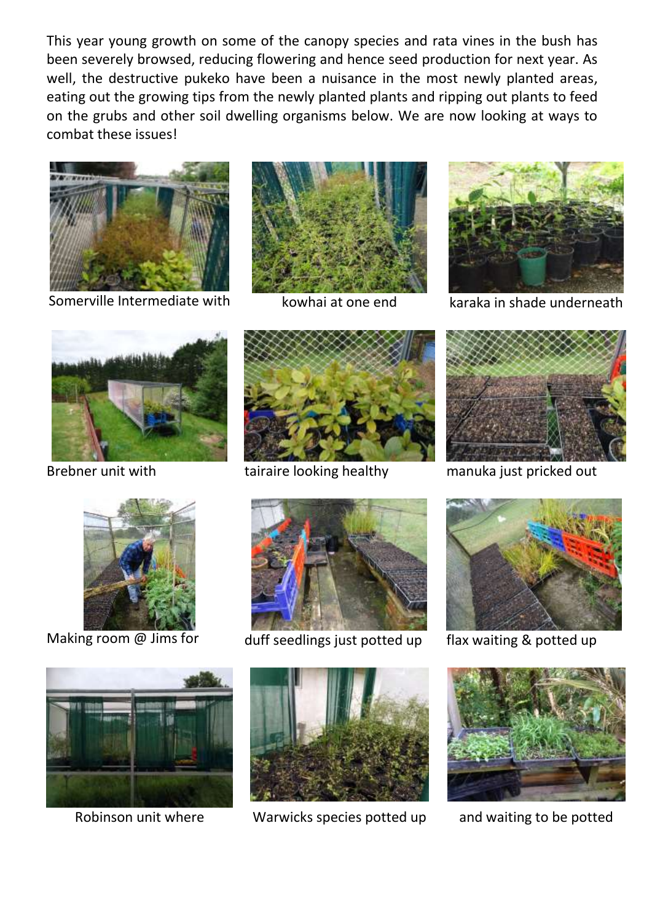This year young growth on some of the canopy species and rata vines in the bush has been severely browsed, reducing flowering and hence seed production for next year. As well, the destructive pukeko have been a nuisance in the most newly planted areas, eating out the growing tips from the newly planted plants and ripping out plants to feed on the grubs and other soil dwelling organisms below. We are now looking at ways to combat these issues!

Somerville Intermediate with

kowhai at one end

karaka in shade underneath

Brebner unit with

tairaire looking healthy

manuka just pricked out

Making room @ Jims for

duff seedlings just potted up

flax waiting & potted up

Robinson unit where

Warwicks species potted up

and waiting to be potted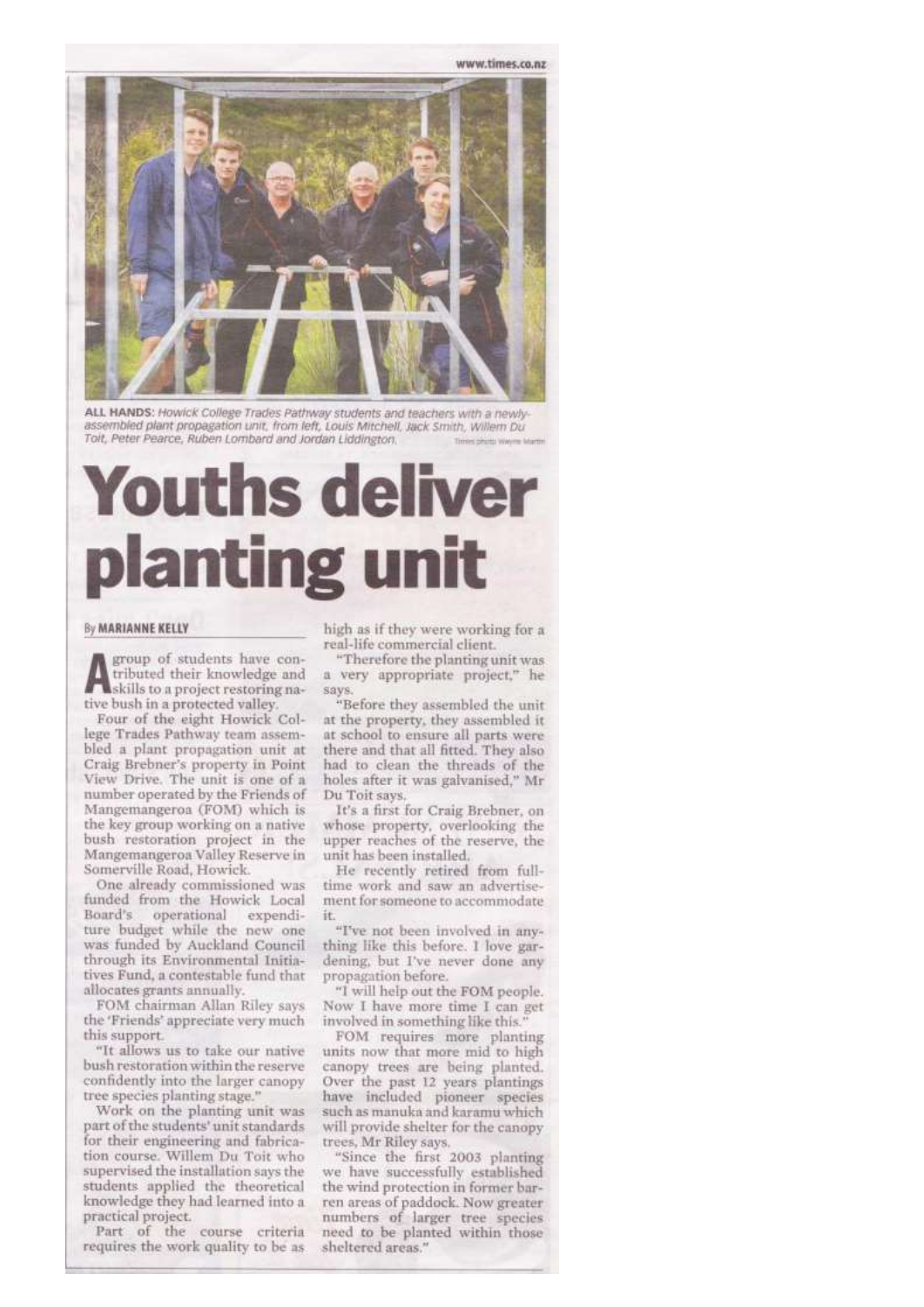ALL HANDS: *Howick College Trades Pathway students and teachers with a newly-assembled plant propagation unit, from left, Louis Mitchell, Jack Smith, Willem Du Toit, Peter Pearce, Ruben Lombard and Jordan Liddington.* Times photo Wayne Martin

# Youths deliver planting unit

By **MARIANNE KELLY**

A group of students have contributed their knowledge and skills to a project restoring native bush in a protected valley.

Four of the eight Howick College Trades Pathway team assembled a plant propagation unit at Craig Brebner's property in Point View Drive. The unit is one of a number operated by the Friends of Mangemangeroa (FOM) which is the key group working on a native bush restoration project in the Mangemangeroa Valley Reserve in Somerville Road, Howick.

One already commissioned was funded from the Howick Local Board's operational expenditure budget while the new one was funded by Auckland Council through its Environmental Initiatives Fund, a contestable fund that allocates grants annually.

FOM chairman Allan Riley says the 'Friends' appreciate very much this support.

"It allows us to take our native bush restoration within the reserve confidently into the larger canopy tree species planting stage."

Work on the planting unit was part of the students' unit standards for their engineering and fabrication course. Willem Du Toit who supervised the installation says the students applied the theoretical knowledge they had learned into a practical project.

Part of the course criteria requires the work quality to be as high as if they were working for a real-life commercial client.

"Therefore the planting unit was a very appropriate project," he says.

"Before they assembled the unit at the property, they assembled it at school to ensure all parts were there and that all fitted. They also had to clean the threads of the holes after it was galvanised," Mr Du Toit says.

It's a first for Craig Brebner, on whose property, overlooking the upper reaches of the reserve, the unit has been installed.

He recently retired from full-time work and saw an advertisement for someone to accommodate it.

"I've not been involved in anything like this before. I love gardening, but I've never done any propagation before.

"I will help out the FOM people. Now I have more time I can get involved in something like this."

FOM requires more planting units now that more mid to high canopy trees are being planted. Over the past 12 years plantings have included pioneer species such as manuka and karamu which will provide shelter for the canopy trees, Mr Riley says.

"Since the first 2003 planting we have successfully established the wind protection in former barren areas of paddock. Now greater numbers of larger tree species need to be planted within those sheltered areas."